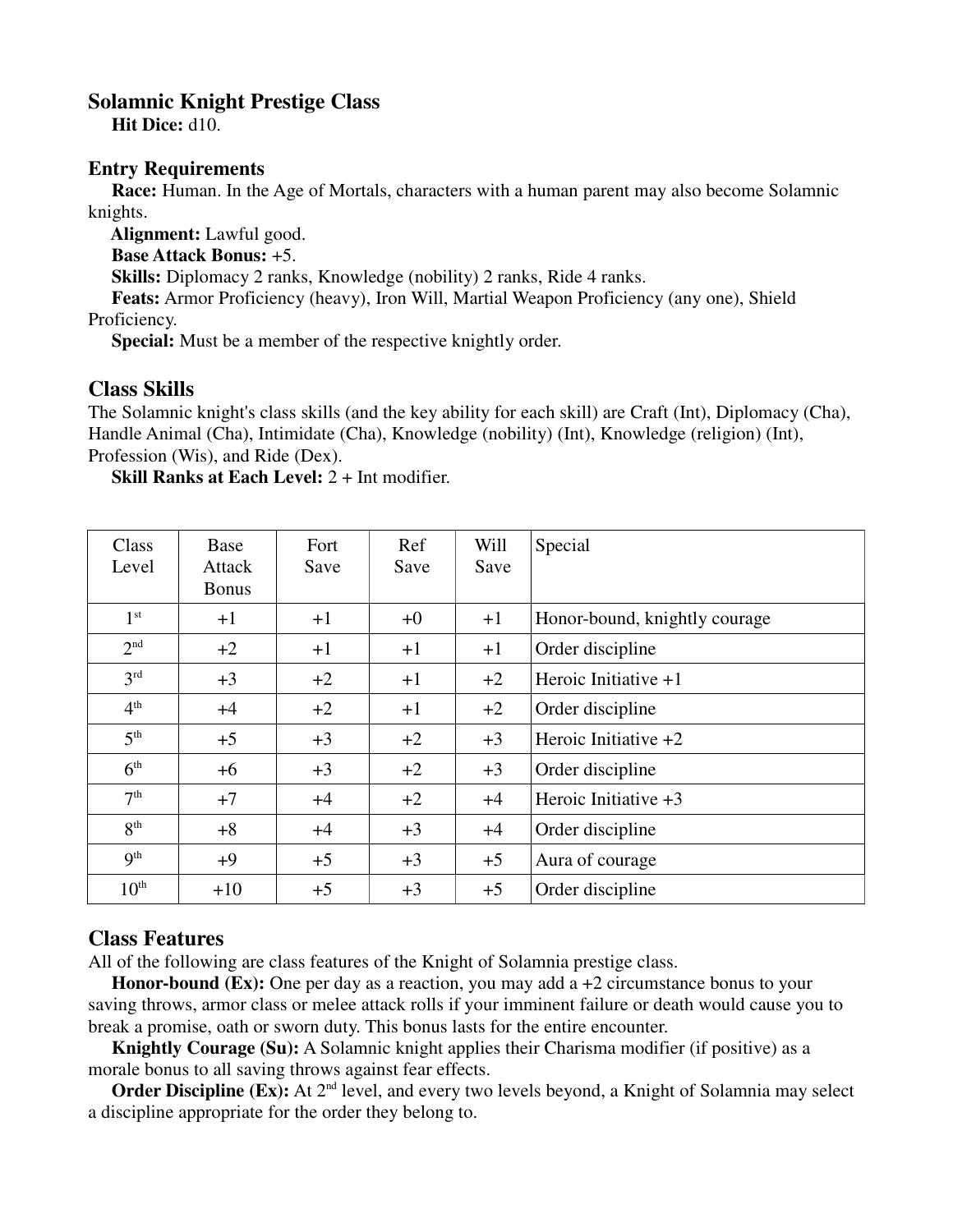## Solamnic Knight Prestige Class

**Hit Dice:** d10.

### Entry Requirements

**Race:** Human. In the Age of Mortals, characters with a human parent may also become Solamnic knights.

**Alignment:** Lawful good.

**Base Attack Bonus:** +5.

**Skills:** Diplomacy 2 ranks, Knowledge (nobility) 2 ranks, Ride 4 ranks.

**Feats:** Armor Proficiency (heavy), Iron Will, Martial Weapon Proficiency (any one), Shield Proficiency.

**Special:** Must be a member of the respective knightly order.

### Class Skills

The Solamnic knight's class skills (and the key ability for each skill) are Craft (Int), Diplomacy (Cha), Handle Animal (Cha), Intimidate (Cha), Knowledge (nobility) (Int), Knowledge (religion) (Int), Profession (Wis), and Ride (Dex).

**Skill Ranks at Each Level:** 2 + Int modifier.

| Class Level | Base Attack Bonus | Fort Save | Ref Save | Will Save | Special |
|---|---|---|---|---|---|
| 1st | +1 | +1 | +0 | +1 | Honor-bound, knightly courage |
| 2nd | +2 | +1 | +1 | +1 | Order discipline |
| 3rd | +3 | +2 | +1 | +2 | Heroic Initiative +1 |
| 4th | +4 | +2 | +1 | +2 | Order discipline |
| 5th | +5 | +3 | +2 | +3 | Heroic Initiative +2 |
| 6th | +6 | +3 | +2 | +3 | Order discipline |
| 7th | +7 | +4 | +2 | +4 | Heroic Initiative +3 |
| 8th | +8 | +4 | +3 | +4 | Order discipline |
| 9th | +9 | +5 | +3 | +5 | Aura of courage |
| 10th | +10 | +5 | +3 | +5 | Order discipline |

### Class Features

All of the following are class features of the Knight of Solamnia prestige class.

**Honor-bound (Ex):** One per day as a reaction, you may add a +2 circumstance bonus to your saving throws, armor class or melee attack rolls if your imminent failure or death would cause you to break a promise, oath or sworn duty. This bonus lasts for the entire encounter.

**Knightly Courage (Su):** A Solamnic knight applies their Charisma modifier (if positive) as a morale bonus to all saving throws against fear effects.

**Order Discipline (Ex):** At 2nd level, and every two levels beyond, a Knight of Solamnia may select a discipline appropriate for the order they belong to.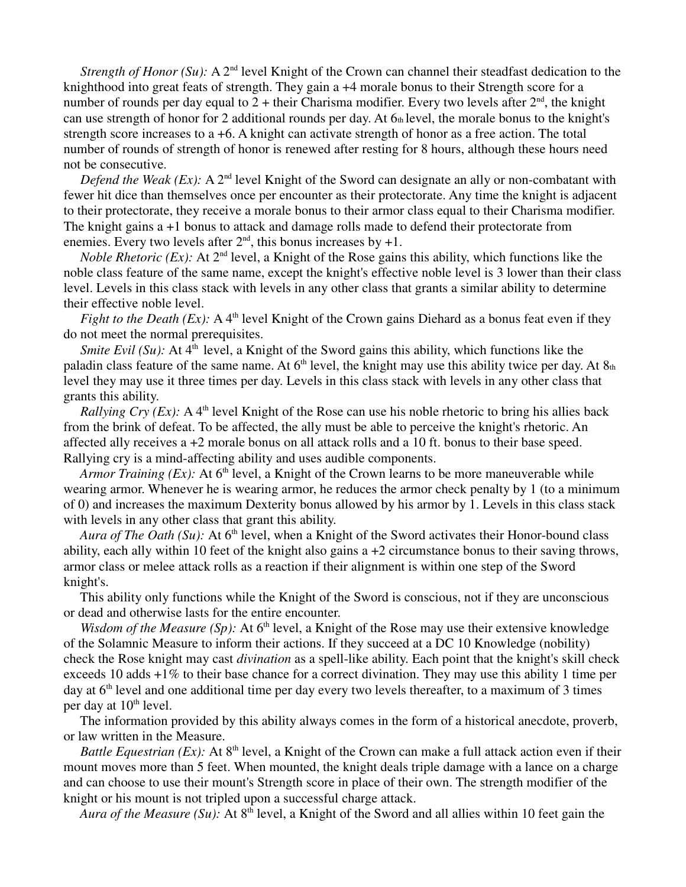*Strength of Honor (Su):* A 2nd level Knight of the Crown can channel their steadfast dedication to the knighthood into great feats of strength. They gain a +4 morale bonus to their Strength score for a number of rounds per day equal to 2 + their Charisma modifier. Every two levels after 2nd, the knight can use strength of honor for 2 additional rounds per day. At 6th level, the morale bonus to the knight's strength score increases to a +6. A knight can activate strength of honor as a free action. The total number of rounds of strength of honor is renewed after resting for 8 hours, although these hours need not be consecutive.

*Defend the Weak (Ex):* A 2nd level Knight of the Sword can designate an ally or non-combatant with fewer hit dice than themselves once per encounter as their protectorate. Any time the knight is adjacent to their protectorate, they receive a morale bonus to their armor class equal to their Charisma modifier. The knight gains a +1 bonus to attack and damage rolls made to defend their protectorate from enemies. Every two levels after 2nd, this bonus increases by +1.

*Noble Rhetoric (Ex):* At 2nd level, a Knight of the Rose gains this ability, which functions like the noble class feature of the same name, except the knight's effective noble level is 3 lower than their class level. Levels in this class stack with levels in any other class that grants a similar ability to determine their effective noble level.

*Fight to the Death (Ex):* A 4th level Knight of the Crown gains Diehard as a bonus feat even if they do not meet the normal prerequisites.

*Smite Evil (Su):* At 4th level, a Knight of the Sword gains this ability, which functions like the paladin class feature of the same name. At 6th level, the knight may use this ability twice per day. At 8th level they may use it three times per day. Levels in this class stack with levels in any other class that grants this ability.

*Rallying Cry (Ex):* A 4th level Knight of the Rose can use his noble rhetoric to bring his allies back from the brink of defeat. To be affected, the ally must be able to perceive the knight's rhetoric. An affected ally receives a +2 morale bonus on all attack rolls and a 10 ft. bonus to their base speed. Rallying cry is a mind-affecting ability and uses audible components.

*Armor Training (Ex):* At 6th level, a Knight of the Crown learns to be more maneuverable while wearing armor. Whenever he is wearing armor, he reduces the armor check penalty by 1 (to a minimum of 0) and increases the maximum Dexterity bonus allowed by his armor by 1. Levels in this class stack with levels in any other class that grant this ability.

*Aura of The Oath (Su):* At 6th level, when a Knight of the Sword activates their Honor-bound class ability, each ally within 10 feet of the knight also gains a +2 circumstance bonus to their saving throws, armor class or melee attack rolls as a reaction if their alignment is within one step of the Sword knight's.

This ability only functions while the Knight of the Sword is conscious, not if they are unconscious or dead and otherwise lasts for the entire encounter.

*Wisdom of the Measure (Sp):* At 6th level, a Knight of the Rose may use their extensive knowledge of the Solamnic Measure to inform their actions. If they succeed at a DC 10 Knowledge (nobility) check the Rose knight may cast *divination* as a spell-like ability. Each point that the knight's skill check exceeds 10 adds +1% to their base chance for a correct divination. They may use this ability 1 time per day at 6th level and one additional time per day every two levels thereafter, to a maximum of 3 times per day at 10th level.

The information provided by this ability always comes in the form of a historical anecdote, proverb, or law written in the Measure.

*Battle Equestrian (Ex):* At 8th level, a Knight of the Crown can make a full attack action even if their mount moves more than 5 feet. When mounted, the knight deals triple damage with a lance on a charge and can choose to use their mount's Strength score in place of their own. The strength modifier of the knight or his mount is not tripled upon a successful charge attack.

*Aura of the Measure (Su):* At 8th level, a Knight of the Sword and all allies within 10 feet gain the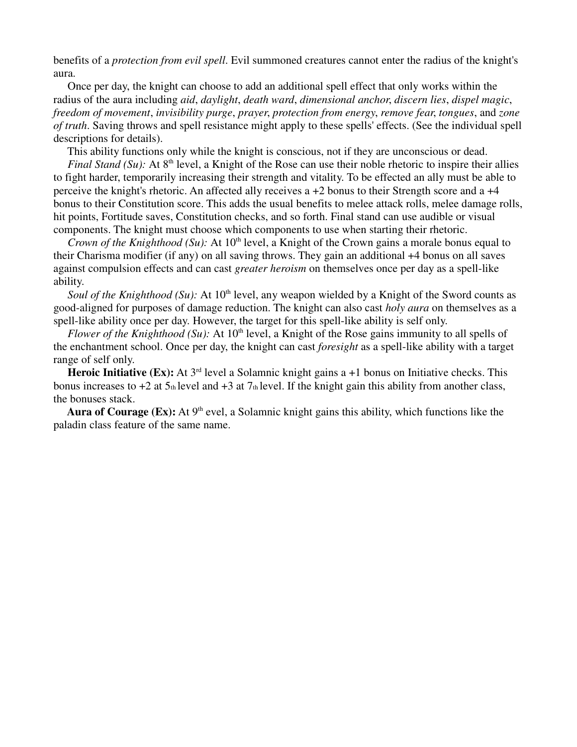benefits of a *protection from evil spell*. Evil summoned creatures cannot enter the radius of the knight's aura.

Once per day, the knight can choose to add an additional spell effect that only works within the radius of the aura including *aid*, *daylight*, *death ward*, *dimensional anchor*, *discern lies*, *dispel magic*, *freedom of movement*, *invisibility purge*, *prayer*, *protection from energy*, *remove fear*, *tongues*, and *zone of truth*. Saving throws and spell resistance might apply to these spells' effects. (See the individual spell descriptions for details).

This ability functions only while the knight is conscious, not if they are unconscious or dead.

*Final Stand (Su):* At 8th level, a Knight of the Rose can use their noble rhetoric to inspire their allies to fight harder, temporarily increasing their strength and vitality. To be effected an ally must be able to perceive the knight's rhetoric. An affected ally receives a +2 bonus to their Strength score and a +4 bonus to their Constitution score. This adds the usual benefits to melee attack rolls, melee damage rolls, hit points, Fortitude saves, Constitution checks, and so forth. Final stand can use audible or visual components. The knight must choose which components to use when starting their rhetoric.

*Crown of the Knighthood (Su):* At 10th level, a Knight of the Crown gains a morale bonus equal to their Charisma modifier (if any) on all saving throws. They gain an additional +4 bonus on all saves against compulsion effects and can cast *greater heroism* on themselves once per day as a spell-like ability.

*Soul of the Knighthood (Su):* At 10th level, any weapon wielded by a Knight of the Sword counts as good-aligned for purposes of damage reduction. The knight can also cast *holy aura* on themselves as a spell-like ability once per day. However, the target for this spell-like ability is self only.

*Flower of the Knighthood (Su):* At 10th level, a Knight of the Rose gains immunity to all spells of the enchantment school. Once per day, the knight can cast *foresight* as a spell-like ability with a target range of self only.

**Heroic Initiative (Ex):** At 3rd level a Solamnic knight gains a +1 bonus on Initiative checks. This bonus increases to +2 at 5th level and +3 at 7th level. If the knight gain this ability from another class, the bonuses stack.

**Aura of Courage (Ex):** At 9th evel, a Solamnic knight gains this ability, which functions like the paladin class feature of the same name.